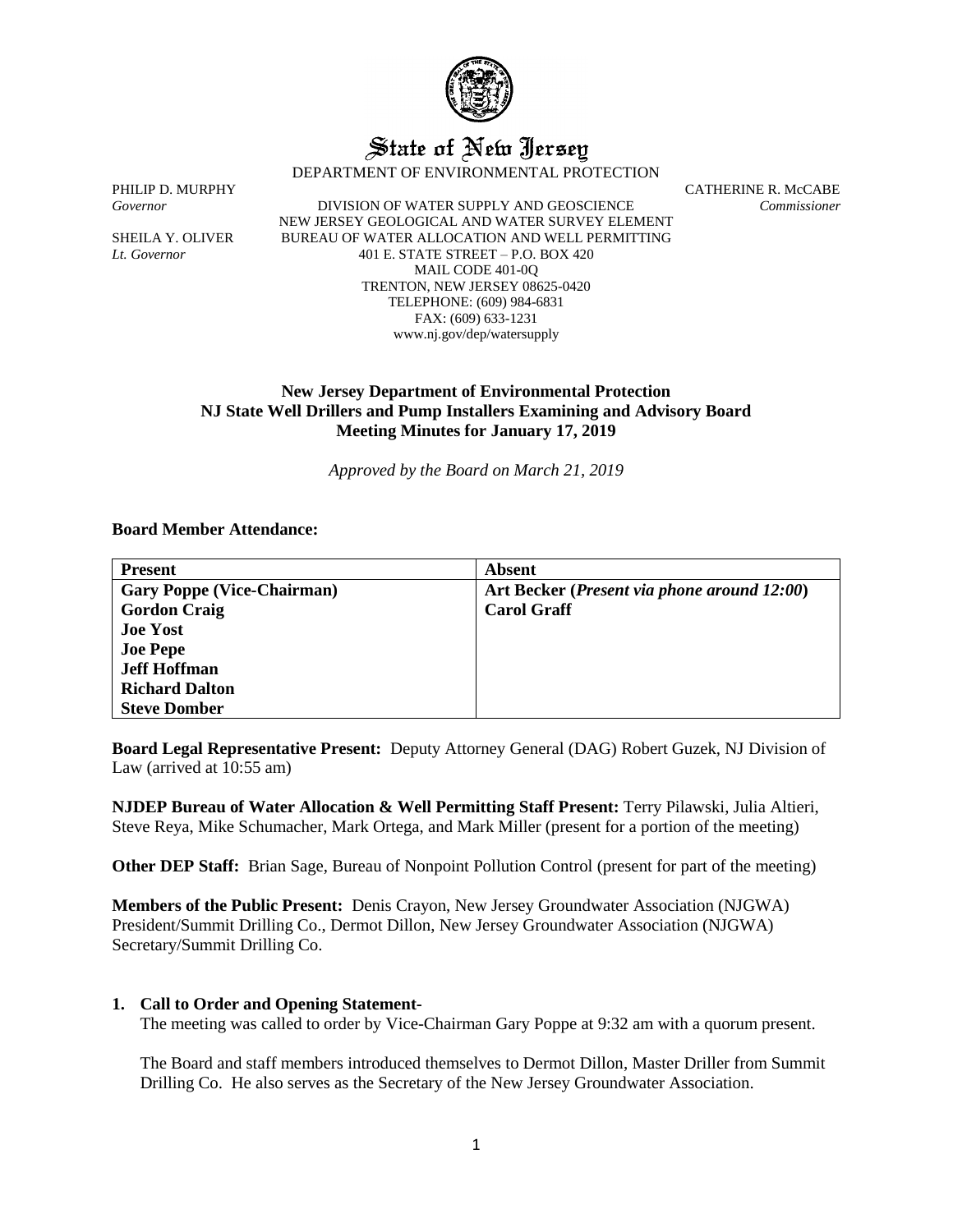# State of New Jersey

DEPARTMENT OF ENVIRONMENTAL PROTECTION

PHILIP D. MURPHY
*Governor*

SHEILA Y. OLIVER
*Lt. Governor*

DIVISION OF WATER SUPPLY AND GEOSCIENCE
NEW JERSEY GEOLOGICAL AND WATER SURVEY ELEMENT
BUREAU OF WATER ALLOCATION AND WELL PERMITTING
401 E. STATE STREET – P.O. BOX 420
MAIL CODE 401-0Q
TRENTON, NEW JERSEY 08625-0420
TELEPHONE: (609) 984-6831
FAX: (609) 633-1231
www.nj.gov/dep/watersupply

CATHERINE R. McCABE
*Commissioner*

**New Jersey Department of Environmental Protection**
**NJ State Well Drillers and Pump Installers Examining and Advisory Board**
**Meeting Minutes for January 17, 2019**

*Approved by the Board on March 21, 2019*

**Board Member Attendance:**

| Present | Absent |
|---|---|
| **Gary Poppe (Vice-Chairman)** | **Art Becker (*Present via phone around 12:00*)** |
| **Gordon Craig** | **Carol Graff** |
| **Joe Yost** | |
| **Joe Pepe** | |
| **Jeff Hoffman** | |
| **Richard Dalton** | |
| **Steve Domber** | |

**Board Legal Representative Present:** Deputy Attorney General (DAG) Robert Guzek, NJ Division of Law (arrived at 10:55 am)

**NJDEP Bureau of Water Allocation & Well Permitting Staff Present:** Terry Pilawski, Julia Altieri, Steve Reya, Mike Schumacher, Mark Ortega, and Mark Miller (present for a portion of the meeting)

**Other DEP Staff:** Brian Sage, Bureau of Nonpoint Pollution Control (present for part of the meeting)

**Members of the Public Present:** Denis Crayon, New Jersey Groundwater Association (NJGWA) President/Summit Drilling Co., Dermot Dillon, New Jersey Groundwater Association (NJGWA) Secretary/Summit Drilling Co.

**1. Call to Order and Opening Statement-**

The meeting was called to order by Vice-Chairman Gary Poppe at 9:32 am with a quorum present.

The Board and staff members introduced themselves to Dermot Dillon, Master Driller from Summit Drilling Co. He also serves as the Secretary of the New Jersey Groundwater Association.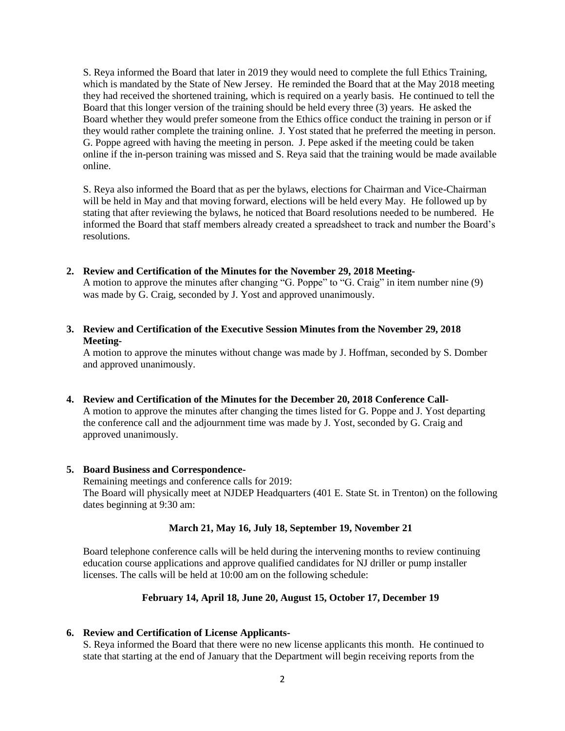S. Reya informed the Board that later in 2019 they would need to complete the full Ethics Training, which is mandated by the State of New Jersey. He reminded the Board that at the May 2018 meeting they had received the shortened training, which is required on a yearly basis. He continued to tell the Board that this longer version of the training should be held every three (3) years. He asked the Board whether they would prefer someone from the Ethics office conduct the training in person or if they would rather complete the training online. J. Yost stated that he preferred the meeting in person. G. Poppe agreed with having the meeting in person. J. Pepe asked if the meeting could be taken online if the in-person training was missed and S. Reya said that the training would be made available online.

S. Reya also informed the Board that as per the bylaws, elections for Chairman and Vice-Chairman will be held in May and that moving forward, elections will be held every May. He followed up by stating that after reviewing the bylaws, he noticed that Board resolutions needed to be numbered. He informed the Board that staff members already created a spreadsheet to track and number the Board's resolutions.

**2. Review and Certification of the Minutes for the November 29, 2018 Meeting-**

A motion to approve the minutes after changing "G. Poppe" to "G. Craig" in item number nine (9) was made by G. Craig, seconded by J. Yost and approved unanimously.

**3. Review and Certification of the Executive Session Minutes from the November 29, 2018 Meeting-**

A motion to approve the minutes without change was made by J. Hoffman, seconded by S. Domber and approved unanimously.

**4. Review and Certification of the Minutes for the December 20, 2018 Conference Call-**

A motion to approve the minutes after changing the times listed for G. Poppe and J. Yost departing the conference call and the adjournment time was made by J. Yost, seconded by G. Craig and approved unanimously.

**5. Board Business and Correspondence-**

Remaining meetings and conference calls for 2019:
The Board will physically meet at NJDEP Headquarters (401 E. State St. in Trenton) on the following dates beginning at 9:30 am:

**March 21, May 16, July 18, September 19, November 21**

Board telephone conference calls will be held during the intervening months to review continuing education course applications and approve qualified candidates for NJ driller or pump installer licenses. The calls will be held at 10:00 am on the following schedule:

**February 14, April 18, June 20, August 15, October 17, December 19**

**6. Review and Certification of License Applicants-**

S. Reya informed the Board that there were no new license applicants this month. He continued to state that starting at the end of January that the Department will begin receiving reports from the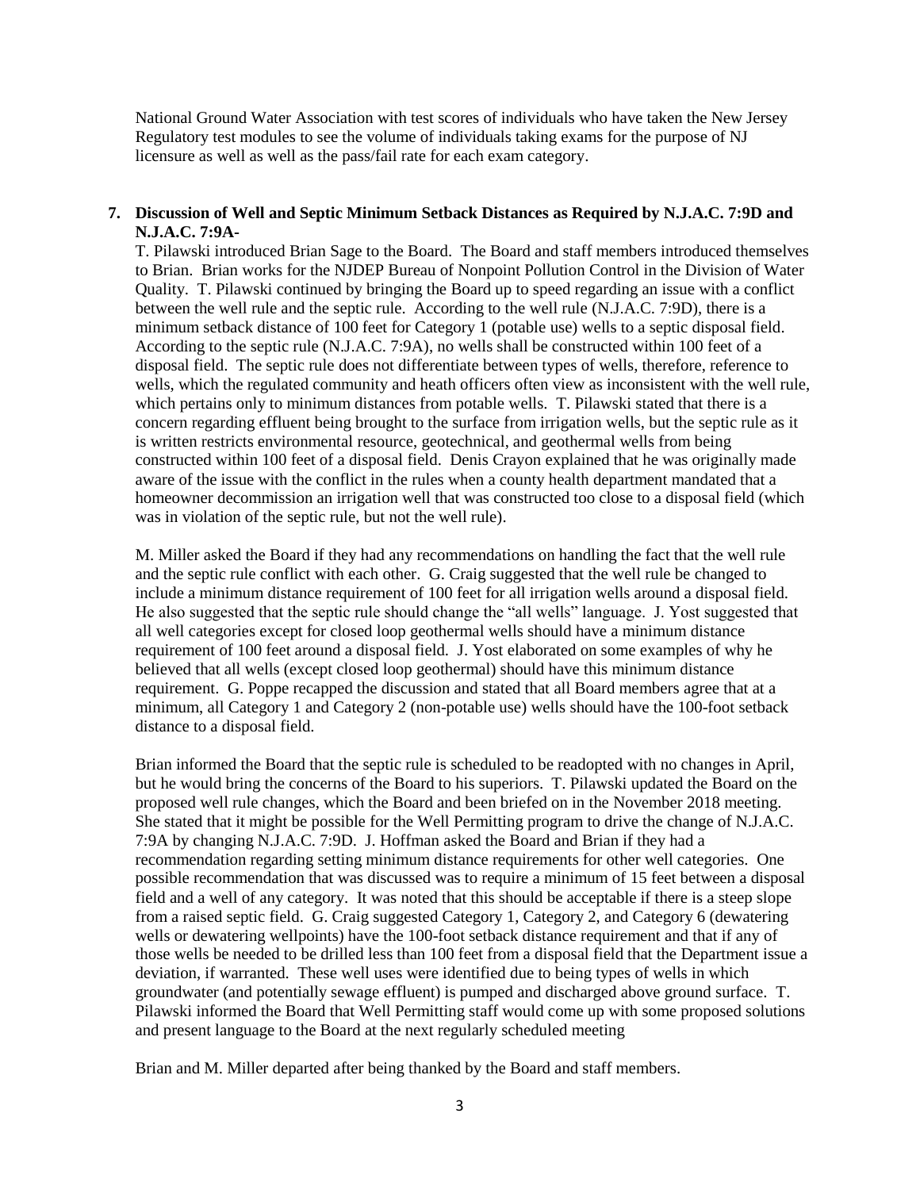National Ground Water Association with test scores of individuals who have taken the New Jersey Regulatory test modules to see the volume of individuals taking exams for the purpose of NJ licensure as well as well as the pass/fail rate for each exam category.

**7. Discussion of Well and Septic Minimum Setback Distances as Required by N.J.A.C. 7:9D and N.J.A.C. 7:9A-**

T. Pilawski introduced Brian Sage to the Board. The Board and staff members introduced themselves to Brian. Brian works for the NJDEP Bureau of Nonpoint Pollution Control in the Division of Water Quality. T. Pilawski continued by bringing the Board up to speed regarding an issue with a conflict between the well rule and the septic rule. According to the well rule (N.J.A.C. 7:9D), there is a minimum setback distance of 100 feet for Category 1 (potable use) wells to a septic disposal field. According to the septic rule (N.J.A.C. 7:9A), no wells shall be constructed within 100 feet of a disposal field. The septic rule does not differentiate between types of wells, therefore, reference to wells, which the regulated community and heath officers often view as inconsistent with the well rule, which pertains only to minimum distances from potable wells. T. Pilawski stated that there is a concern regarding effluent being brought to the surface from irrigation wells, but the septic rule as it is written restricts environmental resource, geotechnical, and geothermal wells from being constructed within 100 feet of a disposal field. Denis Crayon explained that he was originally made aware of the issue with the conflict in the rules when a county health department mandated that a homeowner decommission an irrigation well that was constructed too close to a disposal field (which was in violation of the septic rule, but not the well rule).

M. Miller asked the Board if they had any recommendations on handling the fact that the well rule and the septic rule conflict with each other. G. Craig suggested that the well rule be changed to include a minimum distance requirement of 100 feet for all irrigation wells around a disposal field. He also suggested that the septic rule should change the "all wells" language. J. Yost suggested that all well categories except for closed loop geothermal wells should have a minimum distance requirement of 100 feet around a disposal field. J. Yost elaborated on some examples of why he believed that all wells (except closed loop geothermal) should have this minimum distance requirement. G. Poppe recapped the discussion and stated that all Board members agree that at a minimum, all Category 1 and Category 2 (non-potable use) wells should have the 100-foot setback distance to a disposal field.

Brian informed the Board that the septic rule is scheduled to be readopted with no changes in April, but he would bring the concerns of the Board to his superiors. T. Pilawski updated the Board on the proposed well rule changes, which the Board and been briefed on in the November 2018 meeting. She stated that it might be possible for the Well Permitting program to drive the change of N.J.A.C. 7:9A by changing N.J.A.C. 7:9D. J. Hoffman asked the Board and Brian if they had a recommendation regarding setting minimum distance requirements for other well categories. One possible recommendation that was discussed was to require a minimum of 15 feet between a disposal field and a well of any category. It was noted that this should be acceptable if there is a steep slope from a raised septic field. G. Craig suggested Category 1, Category 2, and Category 6 (dewatering wells or dewatering wellpoints) have the 100-foot setback distance requirement and that if any of those wells be needed to be drilled less than 100 feet from a disposal field that the Department issue a deviation, if warranted. These well uses were identified due to being types of wells in which groundwater (and potentially sewage effluent) is pumped and discharged above ground surface. T. Pilawski informed the Board that Well Permitting staff would come up with some proposed solutions and present language to the Board at the next regularly scheduled meeting

Brian and M. Miller departed after being thanked by the Board and staff members.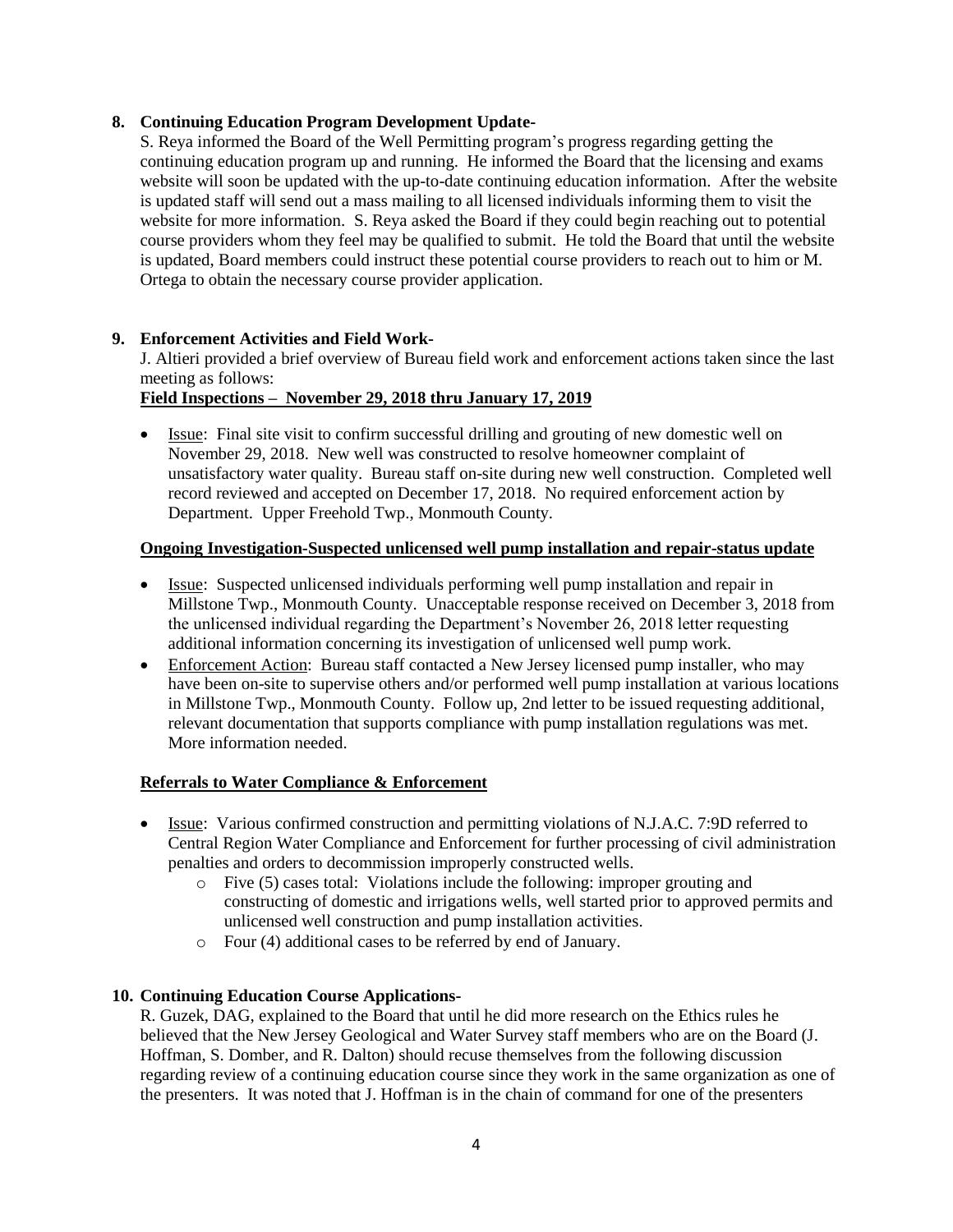**8. Continuing Education Program Development Update-**

S. Reya informed the Board of the Well Permitting program's progress regarding getting the continuing education program up and running. He informed the Board that the licensing and exams website will soon be updated with the up-to-date continuing education information. After the website is updated staff will send out a mass mailing to all licensed individuals informing them to visit the website for more information. S. Reya asked the Board if they could begin reaching out to potential course providers whom they feel may be qualified to submit. He told the Board that until the website is updated, Board members could instruct these potential course providers to reach out to him or M. Ortega to obtain the necessary course provider application.

**9. Enforcement Activities and Field Work-**

J. Altieri provided a brief overview of Bureau field work and enforcement actions taken since the last meeting as follows:

**Field Inspections – November 29, 2018 thru January 17, 2019**

- Issue: Final site visit to confirm successful drilling and grouting of new domestic well on November 29, 2018. New well was constructed to resolve homeowner complaint of unsatisfactory water quality. Bureau staff on-site during new well construction. Completed well record reviewed and accepted on December 17, 2018. No required enforcement action by Department. Upper Freehold Twp., Monmouth County.

**Ongoing Investigation-Suspected unlicensed well pump installation and repair-status update**

- Issue: Suspected unlicensed individuals performing well pump installation and repair in Millstone Twp., Monmouth County. Unacceptable response received on December 3, 2018 from the unlicensed individual regarding the Department's November 26, 2018 letter requesting additional information concerning its investigation of unlicensed well pump work.
- Enforcement Action: Bureau staff contacted a New Jersey licensed pump installer, who may have been on-site to supervise others and/or performed well pump installation at various locations in Millstone Twp., Monmouth County. Follow up, 2nd letter to be issued requesting additional, relevant documentation that supports compliance with pump installation regulations was met. More information needed.

**Referrals to Water Compliance & Enforcement**

- Issue: Various confirmed construction and permitting violations of N.J.A.C. 7:9D referred to Central Region Water Compliance and Enforcement for further processing of civil administration penalties and orders to decommission improperly constructed wells.
  - Five (5) cases total: Violations include the following: improper grouting and constructing of domestic and irrigations wells, well started prior to approved permits and unlicensed well construction and pump installation activities.
  - Four (4) additional cases to be referred by end of January.

**10. Continuing Education Course Applications-**

R. Guzek, DAG, explained to the Board that until he did more research on the Ethics rules he believed that the New Jersey Geological and Water Survey staff members who are on the Board (J. Hoffman, S. Domber, and R. Dalton) should recuse themselves from the following discussion regarding review of a continuing education course since they work in the same organization as one of the presenters. It was noted that J. Hoffman is in the chain of command for one of the presenters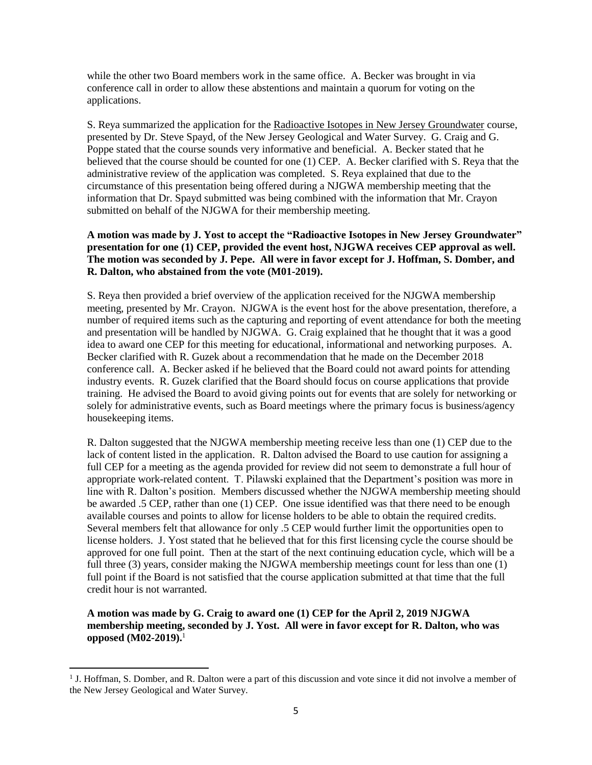while the other two Board members work in the same office. A. Becker was brought in via conference call in order to allow these abstentions and maintain a quorum for voting on the applications.

S. Reya summarized the application for the Radioactive Isotopes in New Jersey Groundwater course, presented by Dr. Steve Spayd, of the New Jersey Geological and Water Survey. G. Craig and G. Poppe stated that the course sounds very informative and beneficial. A. Becker stated that he believed that the course should be counted for one (1) CEP. A. Becker clarified with S. Reya that the administrative review of the application was completed. S. Reya explained that due to the circumstance of this presentation being offered during a NJGWA membership meeting that the information that Dr. Spayd submitted was being combined with the information that Mr. Crayon submitted on behalf of the NJGWA for their membership meeting.

**A motion was made by J. Yost to accept the "Radioactive Isotopes in New Jersey Groundwater" presentation for one (1) CEP, provided the event host, NJGWA receives CEP approval as well. The motion was seconded by J. Pepe. All were in favor except for J. Hoffman, S. Domber, and R. Dalton, who abstained from the vote (M01-2019).**

S. Reya then provided a brief overview of the application received for the NJGWA membership meeting, presented by Mr. Crayon. NJGWA is the event host for the above presentation, therefore, a number of required items such as the capturing and reporting of event attendance for both the meeting and presentation will be handled by NJGWA. G. Craig explained that he thought that it was a good idea to award one CEP for this meeting for educational, informational and networking purposes. A. Becker clarified with R. Guzek about a recommendation that he made on the December 2018 conference call. A. Becker asked if he believed that the Board could not award points for attending industry events. R. Guzek clarified that the Board should focus on course applications that provide training. He advised the Board to avoid giving points out for events that are solely for networking or solely for administrative events, such as Board meetings where the primary focus is business/agency housekeeping items.

R. Dalton suggested that the NJGWA membership meeting receive less than one (1) CEP due to the lack of content listed in the application. R. Dalton advised the Board to use caution for assigning a full CEP for a meeting as the agenda provided for review did not seem to demonstrate a full hour of appropriate work-related content. T. Pilawski explained that the Department's position was more in line with R. Dalton's position. Members discussed whether the NJGWA membership meeting should be awarded .5 CEP, rather than one (1) CEP. One issue identified was that there need to be enough available courses and points to allow for license holders to be able to obtain the required credits. Several members felt that allowance for only .5 CEP would further limit the opportunities open to license holders. J. Yost stated that he believed that for this first licensing cycle the course should be approved for one full point. Then at the start of the next continuing education cycle, which will be a full three (3) years, consider making the NJGWA membership meetings count for less than one (1) full point if the Board is not satisfied that the course application submitted at that time that the full credit hour is not warranted.

**A motion was made by G. Craig to award one (1) CEP for the April 2, 2019 NJGWA membership meeting, seconded by J. Yost. All were in favor except for R. Dalton, who was opposed (M02-2019).**[1]

[1] J. Hoffman, S. Domber, and R. Dalton were a part of this discussion and vote since it did not involve a member of the New Jersey Geological and Water Survey.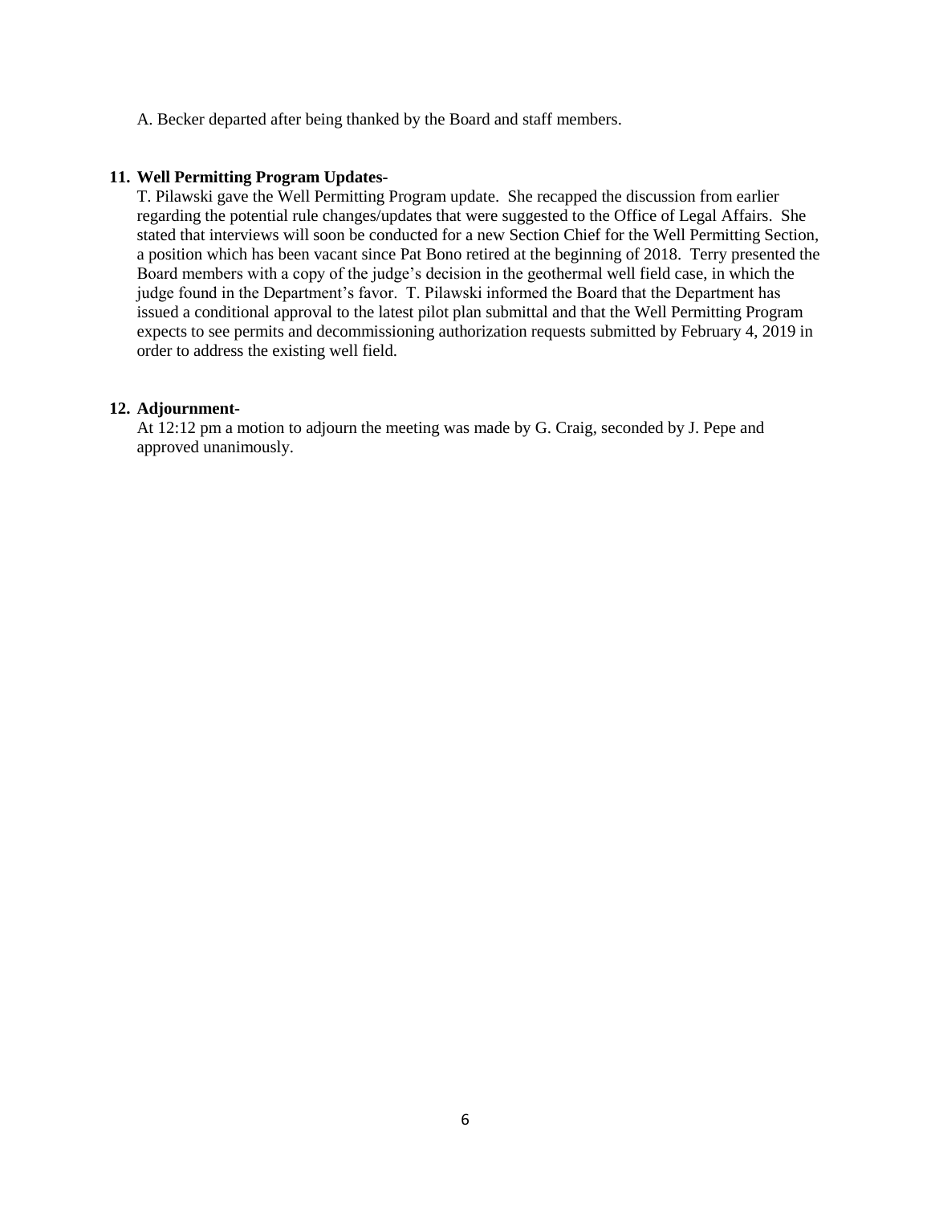A. Becker departed after being thanked by the Board and staff members.

**11. Well Permitting Program Updates-**

T. Pilawski gave the Well Permitting Program update. She recapped the discussion from earlier regarding the potential rule changes/updates that were suggested to the Office of Legal Affairs. She stated that interviews will soon be conducted for a new Section Chief for the Well Permitting Section, a position which has been vacant since Pat Bono retired at the beginning of 2018. Terry presented the Board members with a copy of the judge's decision in the geothermal well field case, in which the judge found in the Department's favor. T. Pilawski informed the Board that the Department has issued a conditional approval to the latest pilot plan submittal and that the Well Permitting Program expects to see permits and decommissioning authorization requests submitted by February 4, 2019 in order to address the existing well field.

**12. Adjournment-**

At 12:12 pm a motion to adjourn the meeting was made by G. Craig, seconded by J. Pepe and approved unanimously.